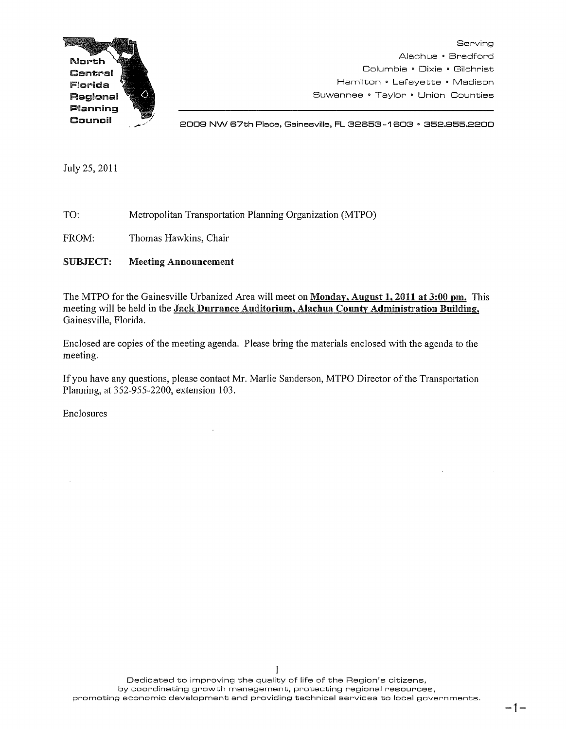**North Central Florida Regional Planning Council**

Serving
Alachua • Bradford
Columbia • Dixie • Gilchrist
Hamilton • Lafayette • Madison
Suwannee • Taylor • Union Counties

2009 NW 67th Place, Gainesville, FL 32653-1603 • 352.955.2200

July 25, 2011

TO: Metropolitan Transportation Planning Organization (MTPO)

FROM: Thomas Hawkins, Chair

**SUBJECT: Meeting Announcement**

The MTPO for the Gainesville Urbanized Area will meet on **Monday, August 1, 2011 at 3:00 pm.** This meeting will be held in the **Jack Durrance Auditorium, Alachua County Administration Building,** Gainesville, Florida.

Enclosed are copies of the meeting agenda. Please bring the materials enclosed with the agenda to the meeting.

If you have any questions, please contact Mr. Marlie Sanderson, MTPO Director of the Transportation Planning, at 352-955-2200, extension 103.

Enclosures

Dedicated to improving the quality of life of the Region's citizens, by coordinating growth management, protecting regional resources, promoting economic development and providing technical services to local governments.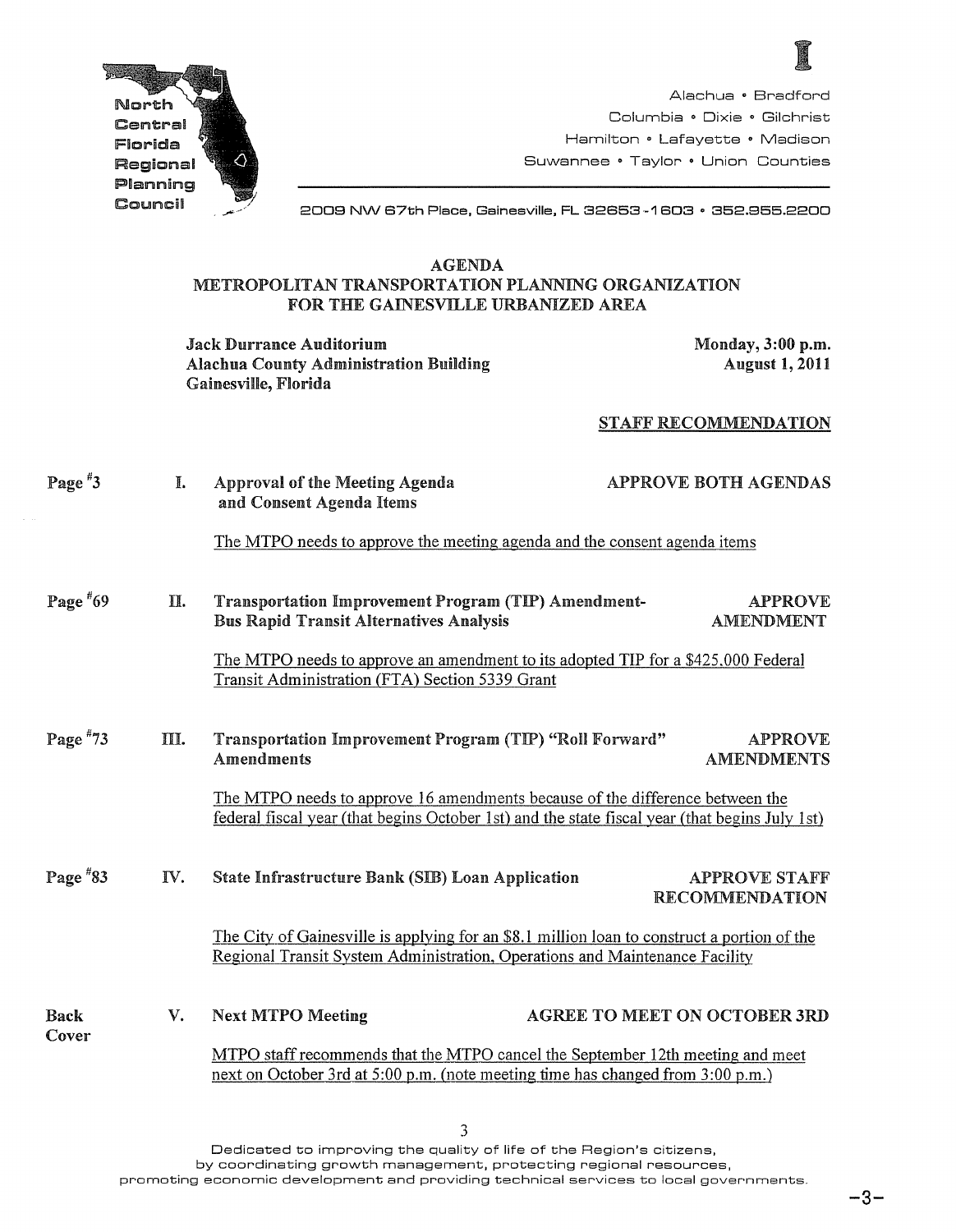North Central Florida Regional Planning Council

Alachua • Bradford
Columbia • Dixie • Gilchrist
Hamilton • Lafayette • Madison
Suwannee • Taylor • Union Counties

2009 NW 67th Place, Gainesville, FL 32653-1603 • 352.955.2200

# AGENDA
## METROPOLITAN TRANSPORTATION PLANNING ORGANIZATION FOR THE GAINESVILLE URBANIZED AREA

**Jack Durrance Auditorium**
**Alachua County Administration Building**
**Gainesville, Florida**

**Monday, 3:00 p.m.**
**August 1, 2011**

**STAFF RECOMMENDATION**

**Page #3** — **I. Approval of the Meeting Agenda and Consent Agenda Items** — **APPROVE BOTH AGENDAS**

The MTPO needs to approve the meeting agenda and the consent agenda items

**Page #69** — **II. Transportation Improvement Program (TIP) Amendment- Bus Rapid Transit Alternatives Analysis** — **APPROVE AMENDMENT**

The MTPO needs to approve an amendment to its adopted TIP for a $425,000 Federal Transit Administration (FTA) Section 5339 Grant

**Page #73** — **III. Transportation Improvement Program (TIP) "Roll Forward" Amendments** — **APPROVE AMENDMENTS**

The MTPO needs to approve 16 amendments because of the difference between the federal fiscal year (that begins October 1st) and the state fiscal year (that begins July 1st)

**Page #83** — **IV. State Infrastructure Bank (SIB) Loan Application** — **APPROVE STAFF RECOMMENDATION**

The City of Gainesville is applying for an $8.1 million loan to construct a portion of the Regional Transit System Administration, Operations and Maintenance Facility

**Back Cover** — **V. Next MTPO Meeting** — **AGREE TO MEET ON OCTOBER 3RD**

MTPO staff recommends that the MTPO cancel the September 12th meeting and meet next on October 3rd at 5:00 p.m. (note meeting time has changed from 3:00 p.m.)

Dedicated to improving the quality of life of the Region's citizens, by coordinating growth management, protecting regional resources, promoting economic development and providing technical services to local governments.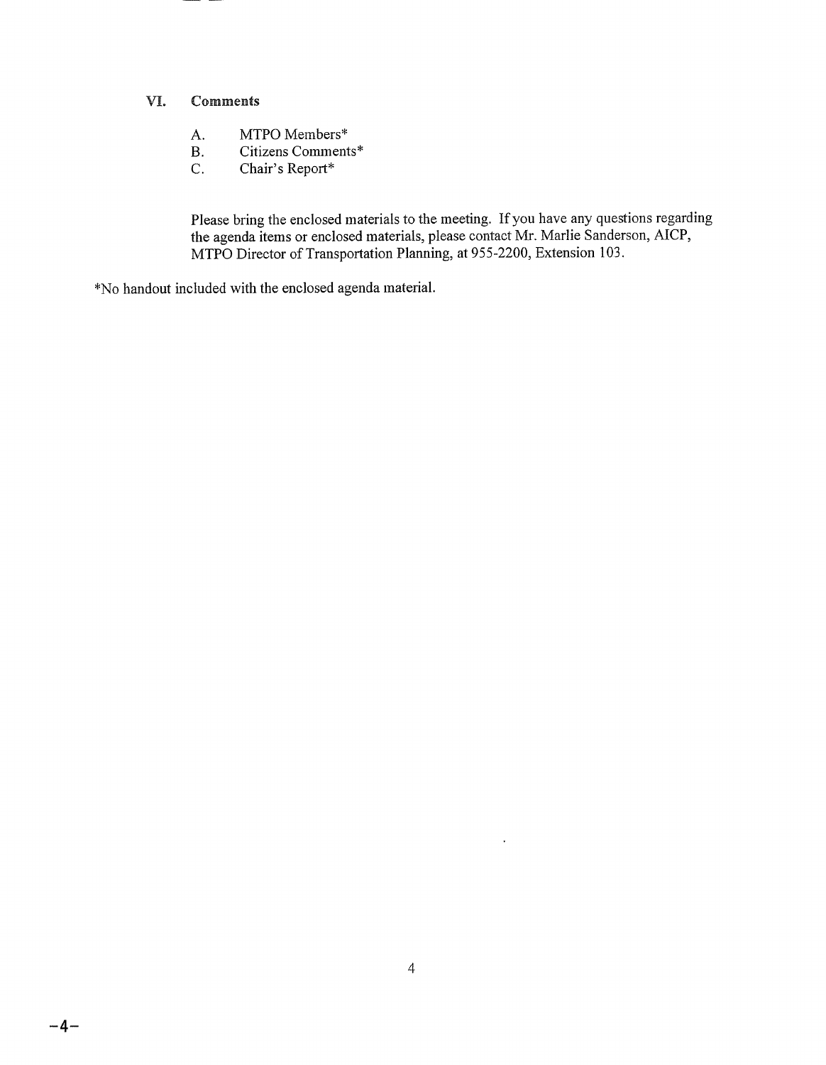## VI. Comments

A. MTPO Members*

B. Citizens Comments*

C. Chair's Report*

Please bring the enclosed materials to the meeting. If you have any questions regarding the agenda items or enclosed materials, please contact Mr. Marlie Sanderson, AICP, MTPO Director of Transportation Planning, at 955-2200, Extension 103.

*No handout included with the enclosed agenda material.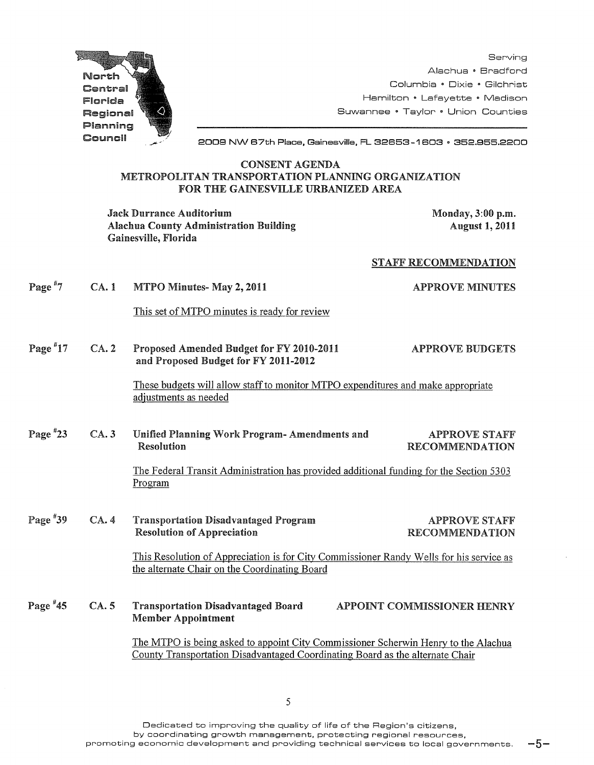North Central Florida Regional Planning Council

Serving
Alachua • Bradford
Columbia • Dixie • Gilchrist
Hamilton • Lafayette • Madison
Suwannee • Taylor • Union Counties

2009 NW 67th Place, Gainesville, FL 32653-1603 • 352.955.2200

# CONSENT AGENDA
# METROPOLITAN TRANSPORTATION PLANNING ORGANIZATION FOR THE GAINESVILLE URBANIZED AREA

**Jack Durrance Auditorium**
**Alachua County Administration Building**
**Gainesville, Florida**

**Monday, 3:00 p.m.**
**August 1, 2011**

**STAFF RECOMMENDATION**

Page #7 **CA. 1** **MTPO Minutes- May 2, 2011** — **APPROVE MINUTES**

This set of MTPO minutes is ready for review

Page #17 **CA. 2** **Proposed Amended Budget for FY 2010-2011 and Proposed Budget for FY 2011-2012** — **APPROVE BUDGETS**

These budgets will allow staff to monitor MTPO expenditures and make appropriate adjustments as needed

Page #23 **CA. 3** **Unified Planning Work Program- Amendments and Resolution** — **APPROVE STAFF RECOMMENDATION**

The Federal Transit Administration has provided additional funding for the Section 5303 Program

Page #39 **CA. 4** **Transportation Disadvantaged Program Resolution of Appreciation** — **APPROVE STAFF RECOMMENDATION**

This Resolution of Appreciation is for City Commissioner Randy Wells for his service as the alternate Chair on the Coordinating Board

Page #45 **CA. 5** **Transportation Disadvantaged Board Member Appointment** — **APPOINT COMMISSIONER HENRY**

The MTPO is being asked to appoint City Commissioner Scherwin Henry to the Alachua County Transportation Disadvantaged Coordinating Board as the alternate Chair

Dedicated to improving the quality of life of the Region's citizens, by coordinating growth management, protecting regional resources, promoting economic development and providing technical services to local governments.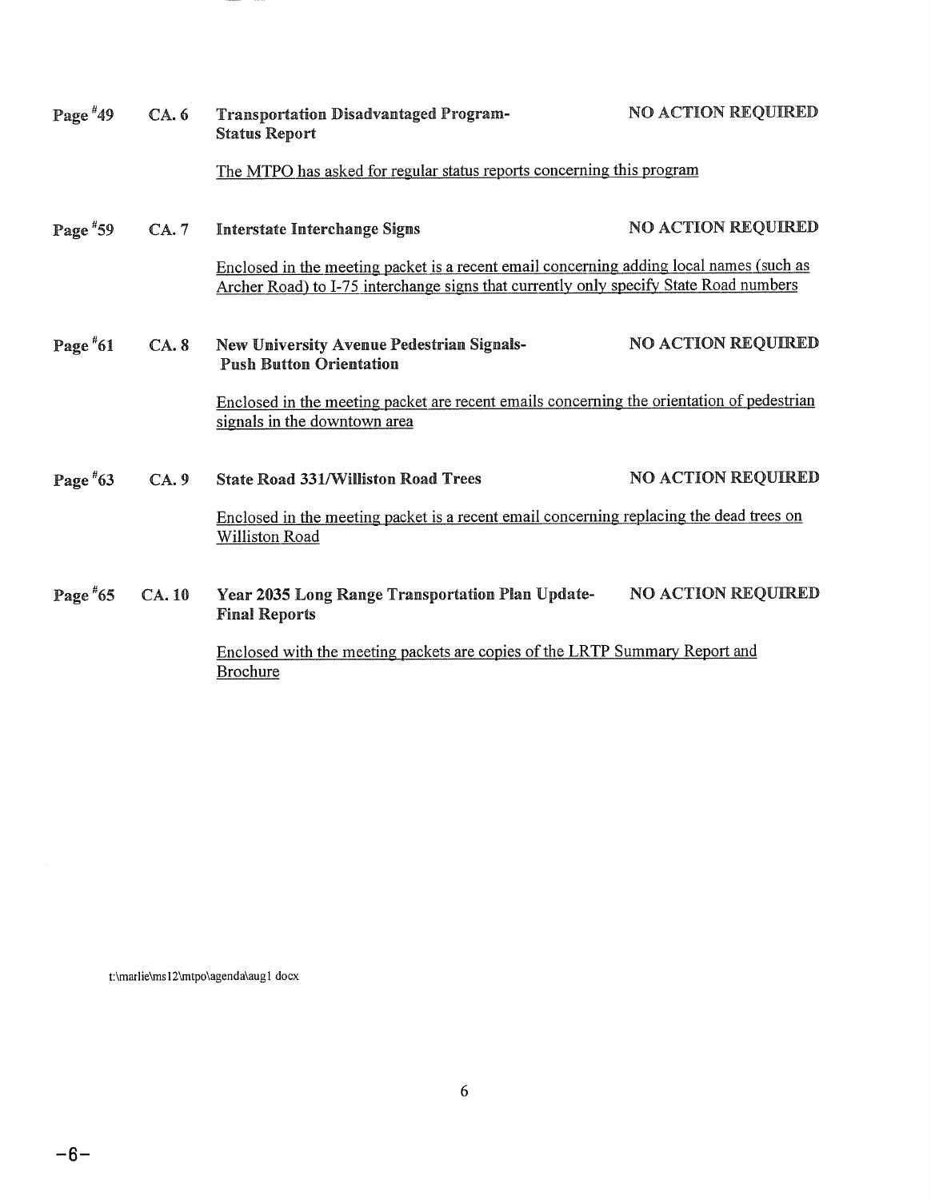Page #49 CA. 6 **Transportation Disadvantaged Program- Status Report** **NO ACTION REQUIRED**

The MTPO has asked for regular status reports concerning this program

Page #59 CA. 7 **Interstate Interchange Signs** **NO ACTION REQUIRED**

Enclosed in the meeting packet is a recent email concerning adding local names (such as Archer Road) to I-75 interchange signs that currently only specify State Road numbers

Page #61 CA. 8 **New University Avenue Pedestrian Signals- Push Button Orientation** **NO ACTION REQUIRED**

Enclosed in the meeting packet are recent emails concerning the orientation of pedestrian signals in the downtown area

Page #63 CA. 9 **State Road 331/Williston Road Trees** **NO ACTION REQUIRED**

Enclosed in the meeting packet is a recent email concerning replacing the dead trees on Williston Road

Page #65 CA. 10 **Year 2035 Long Range Transportation Plan Update- Final Reports** **NO ACTION REQUIRED**

Enclosed with the meeting packets are copies of the LRTP Summary Report and Brochure

t:\marlie\ms12\mtpo\agenda\aug1 docx